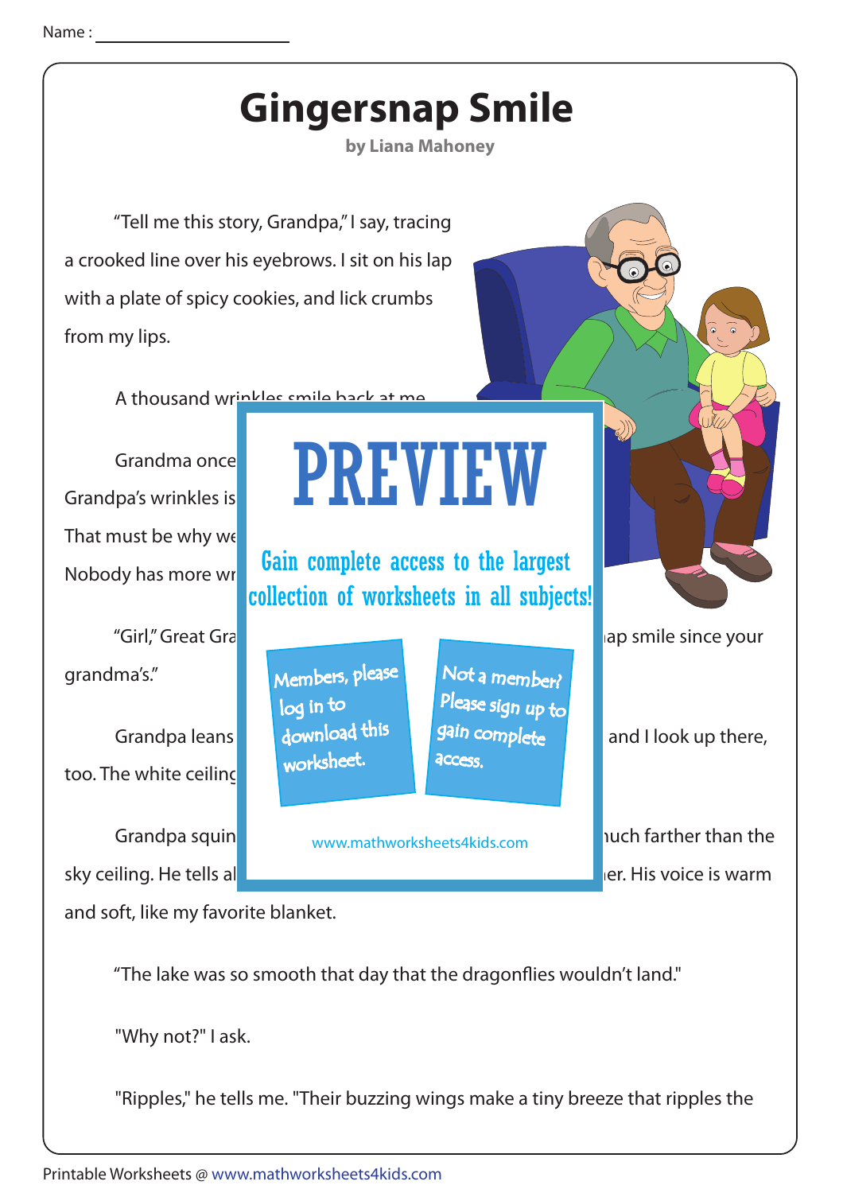Name : ____________________

# Gingersnap Smile

**by Liana Mahoney**

"Tell me this story, Grandpa," I say, tracing a crooked line over his eyebrows. I sit on his lap with a plate of spicy cookies, and lick crumbs from my lips.

A thousand wrinkles smile back at me.

Grandma once

Grandpa's wrinkles is

That must be why we

Nobody has more wr

"Girl," Great Gra ap smile since your grandma's."

Grandpa leans and I look up there, too. The white ceiling

Grandpa squin uch farther than the sky ceiling. He tells al er. His voice is warm and soft, like my favorite blanket.

PREVIEW

Gain complete access to the largest collection of worksheets in all subjects!

Members, please log in to download this worksheet.

Not a member? Please sign up to gain complete access.

www.mathworksheets4kids.com

"The lake was so smooth that day that the dragonflies wouldn't land."

"Why not?" I ask.

"Ripples," he tells me. "Their buzzing wings make a tiny breeze that ripples the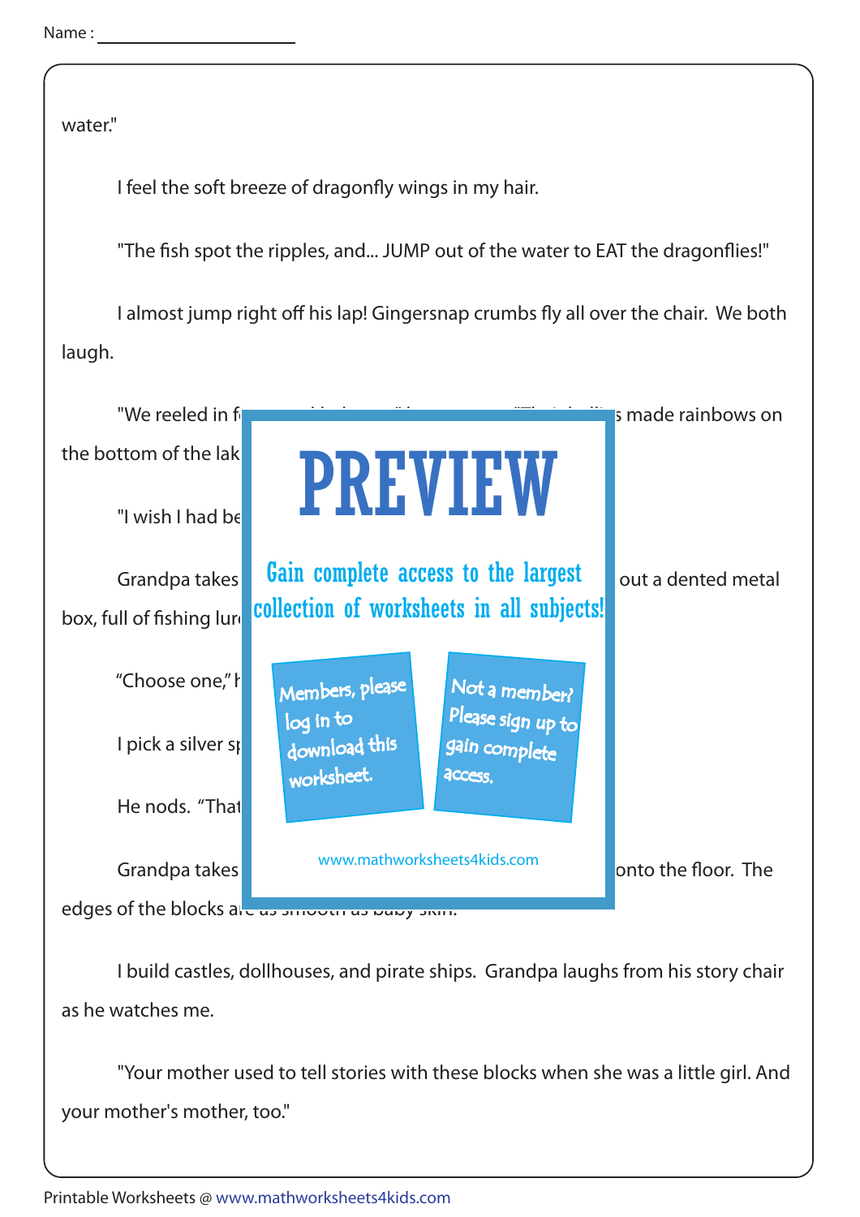water."

I feel the soft breeze of dragonfly wings in my hair.

"The fish spot the ripples, and... JUMP out of the water to EAT the dragonflies!"

I almost jump right off his lap! Gingersnap crumbs fly all over the chair. We both laugh.

"We reeled in f s made rainbows on the bottom of the lak

"I wish I had be

Grandpa takes out a dented metal box, full of fishing lur

"Choose one," h

I pick a silver sp

He nods. "That

Grandpa takes onto the floor. The edges of the blocks ar

PREVIEW

Gain complete access to the largest collection of worksheets in all subjects!

Members, please log in to download this worksheet.

Not a member? Please sign up to gain complete access.

www.mathworksheets4kids.com

I build castles, dollhouses, and pirate ships. Grandpa laughs from his story chair as he watches me.

"Your mother used to tell stories with these blocks when she was a little girl. And your mother's mother, too."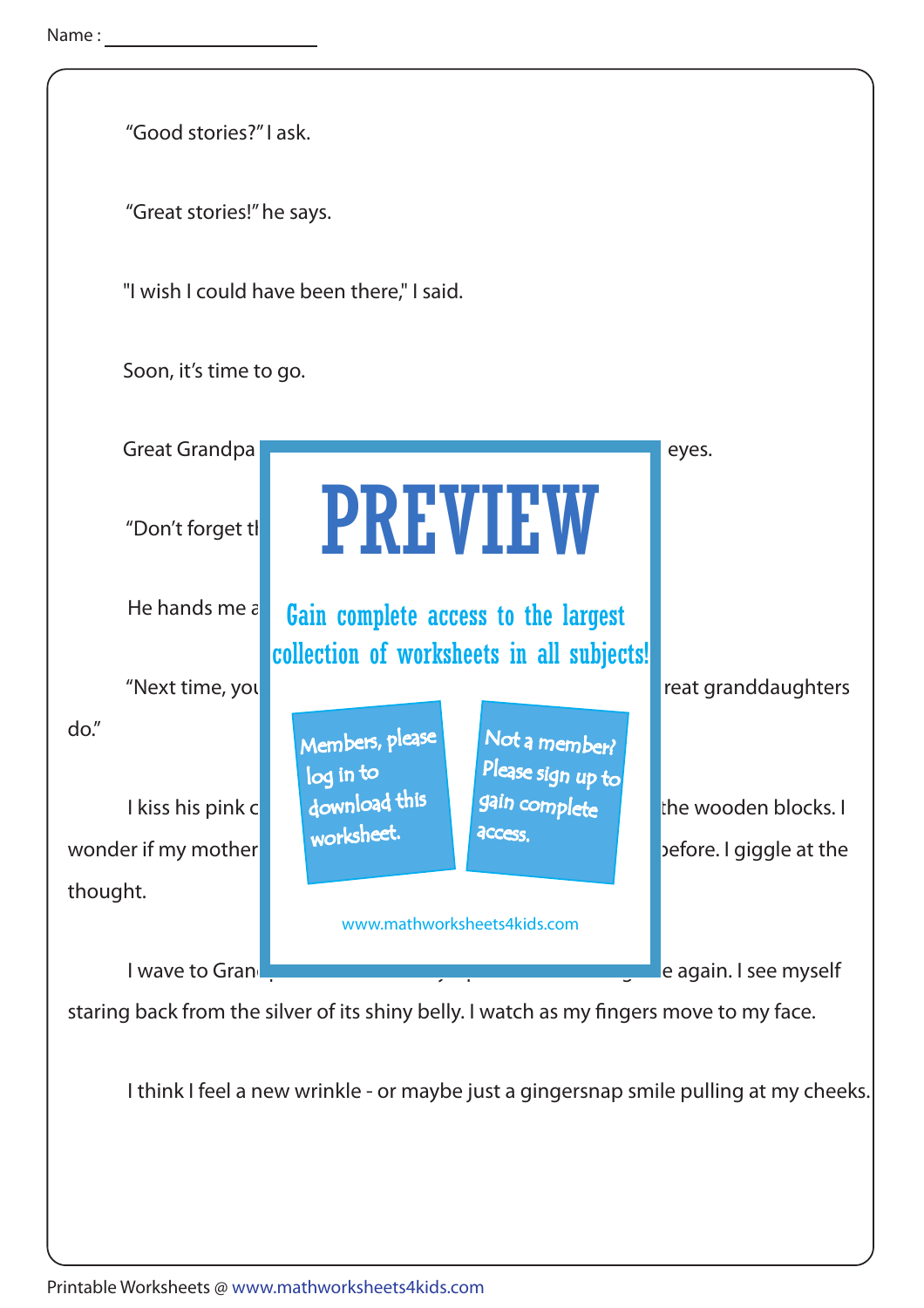Name : ______________________

"Good stories?" I ask.

"Great stories!" he says.

"I wish I could have been there," I said.

Soon, it's time to go.

Great Grandpa eyes.

"Don't forget tl

He hands me a

"Next time, you reat granddaughters do."

I kiss his pink c the wooden blocks. I wonder if my mother before. I giggle at the thought.

I wave to Gran e again. I see myself staring back from the silver of its shiny belly. I watch as my fingers move to my face.

I think I feel a new wrinkle - or maybe just a gingersnap smile pulling at my cheeks.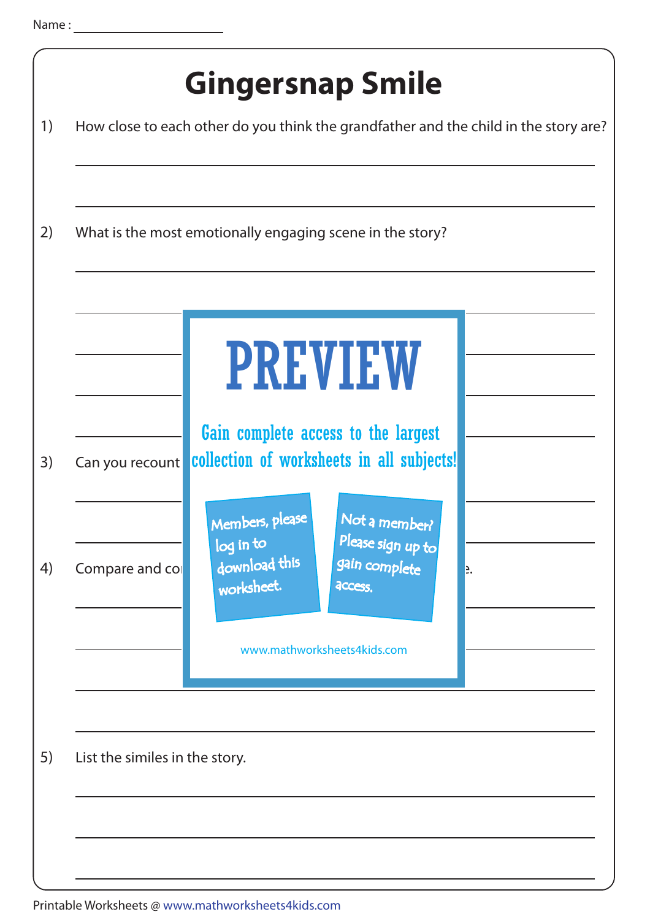Name : ____________________

# Gingersnap Smile

1) How close to each other do you think the grandfather and the child in the story are?

______________________________________________________________

______________________________________________________________

2) What is the most emotionally engaging scene in the story?

______________________________________________________________

______________________________________________________________

______________________________________________________________

______________________________________________________________

______________________________________________________________

3) Can you recount

______________________________________________________________

______________________________________________________________

4) Compare and co

______________________________________________________________

______________________________________________________________

______________________________________________________________

______________________________________________________________

**PREVIEW**

Gain complete access to the largest collection of worksheets in all subjects!

Members, please log in to download this worksheet.

Not a member? Please sign up to gain complete access.

www.mathworksheets4kids.com

5) List the similes in the story.

______________________________________________________________

______________________________________________________________

______________________________________________________________

Printable Worksheets @ www.mathworksheets4kids.com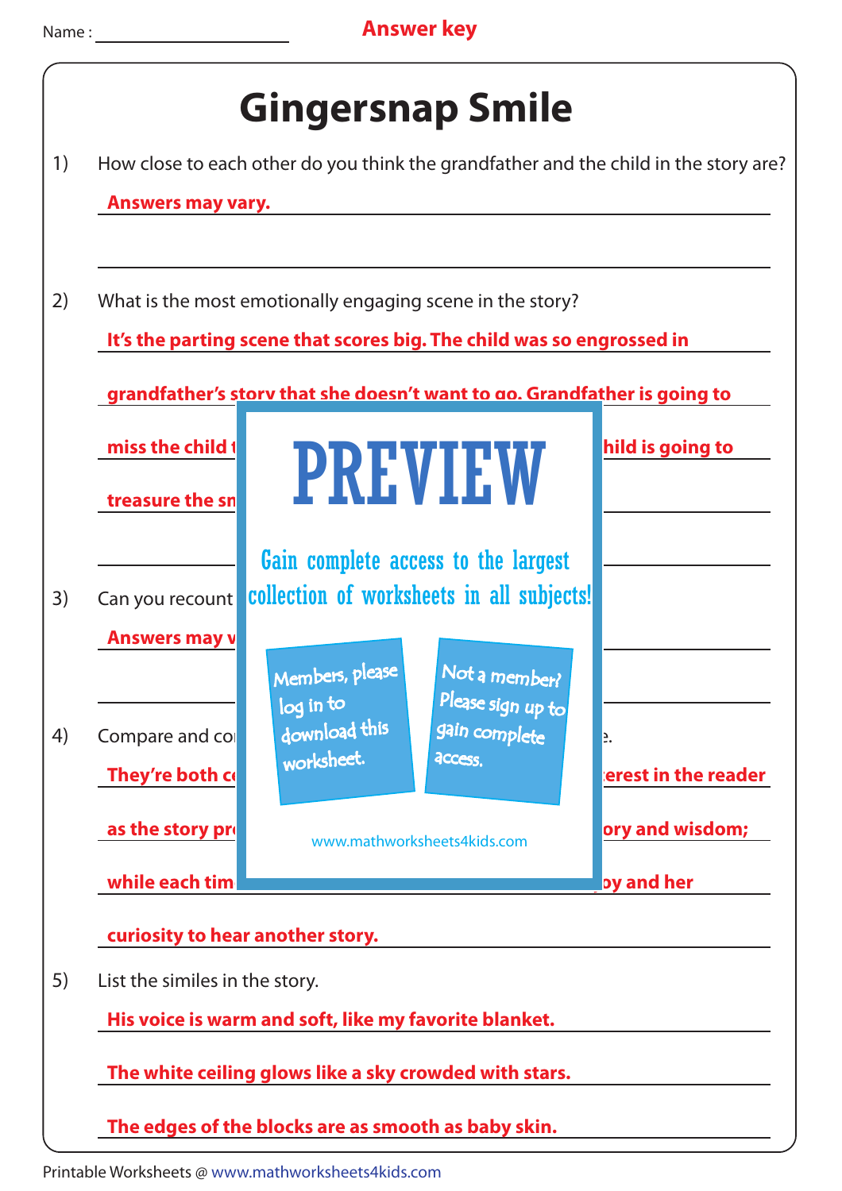Name :

**Answer key**

# Gingersnap Smile

1) How close to each other do you think the grandfather and the child in the story are?

**Answers may vary.**

2) What is the most emotionally engaging scene in the story?

**It's the parting scene that scores big. The child was so engrossed in grandfather's story that she doesn't want to go. Grandfather is going to miss the child t** ... **hild is going to treasure the sn** ...

PREVIEW

Gain complete access to the largest collection of worksheets in all subjects!

Members, please log in to download this worksheet.

Not a member? Please sign up to gain complete access.

www.mathworksheets4kids.com

3) Can you recount ...

**Answers may v** ...

4) Compare and co ... e.

**They're both c** ... **erest in the reader as the story pr** ... **ory and wisdom; while each tim** ... **oy and her curiosity to hear another story.**

5) List the similes in the story.

**His voice is warm and soft, like my favorite blanket.**

**The white ceiling glows like a sky crowded with stars.**

**The edges of the blocks are as smooth as baby skin.**